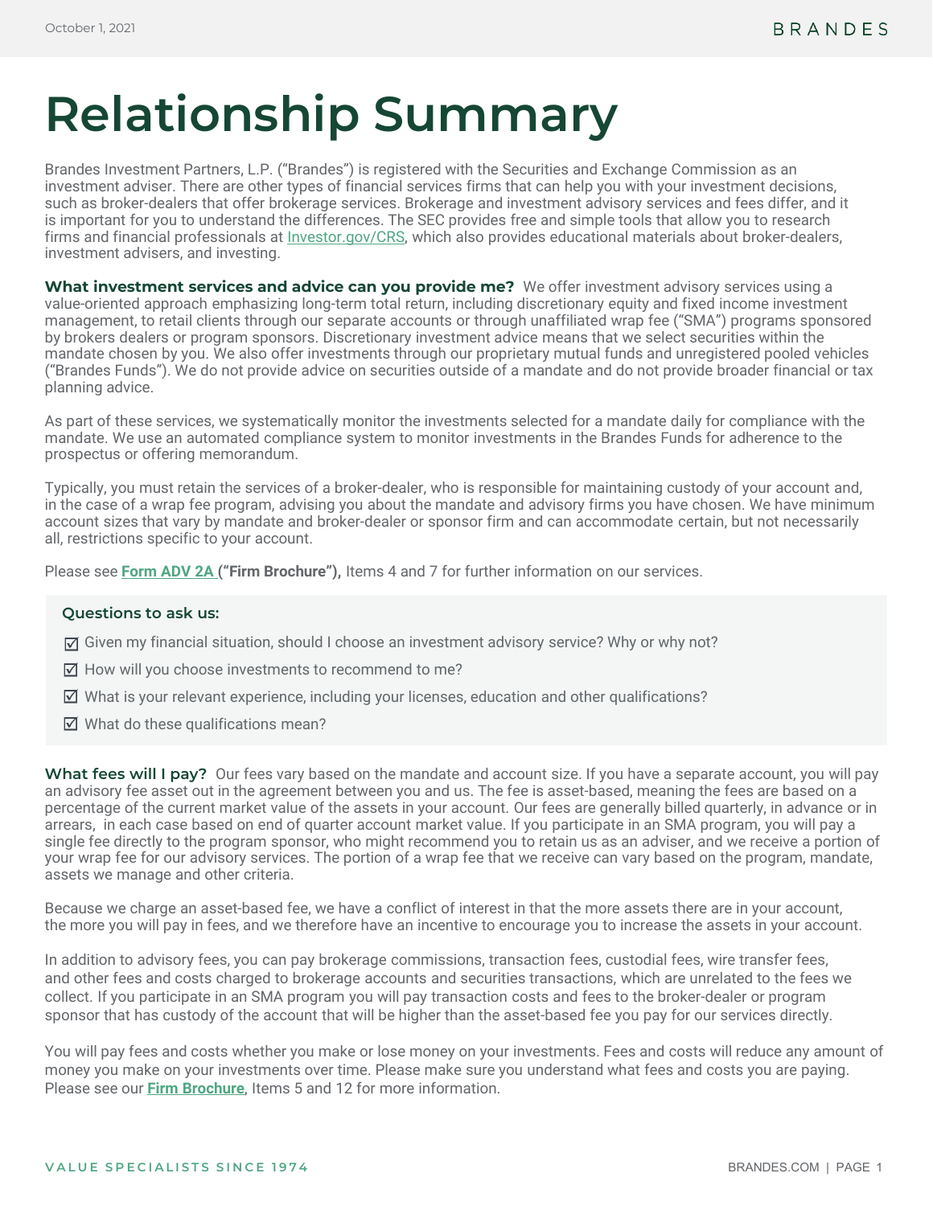# Relationship Summary

Brandes Investment Partners, L.P. ("Brandes") is registered with the Securities and Exchange Commission as an investment adviser. There are other types of financial services firms that can help you with your investment decisions, such as broker-dealers that offer brokerage services. Brokerage and investment advisory services and fees differ, and it is important for you to understand the differences. The SEC provides free and simple tools that allow you to research firms and financial professionals at Investor.gov/CRS, which also provides educational materials about broker-dealers, investment advisers, and investing.

**What investment services and advice can you provide me?** We offer investment advisory services using a value-oriented approach emphasizing long-term total return, including discretionary equity and fixed income investment management, to retail clients through our separate accounts or through unaffiliated wrap fee ("SMA") programs sponsored by brokers dealers or program sponsors. Discretionary investment advice means that we select securities within the mandate chosen by you. We also offer investments through our proprietary mutual funds and unregistered pooled vehicles ("Brandes Funds"). We do not provide advice on securities outside of a mandate and do not provide broader financial or tax planning advice.

As part of these services, we systematically monitor the investments selected for a mandate daily for compliance with the mandate. We use an automated compliance system to monitor investments in the Brandes Funds for adherence to the prospectus or offering memorandum.

Typically, you must retain the services of a broker-dealer, who is responsible for maintaining custody of your account and, in the case of a wrap fee program, advising you about the mandate and advisory firms you have chosen. We have minimum account sizes that vary by mandate and broker-dealer or sponsor firm and can accommodate certain, but not necessarily all, restrictions specific to your account.

Please see **Form ADV 2A ("Firm Brochure"),** Items 4 and 7 for further information on our services.

**Questions to ask us:**

- ☑ Given my financial situation, should I choose an investment advisory service? Why or why not?
- ☑ How will you choose investments to recommend to me?
- ☑ What is your relevant experience, including your licenses, education and other qualifications?
- ☑ What do these qualifications mean?

**What fees will I pay?** Our fees vary based on the mandate and account size. If you have a separate account, you will pay an advisory fee asset out in the agreement between you and us. The fee is asset-based, meaning the fees are based on a percentage of the current market value of the assets in your account. Our fees are generally billed quarterly, in advance or in arrears, in each case based on end of quarter account market value. If you participate in an SMA program, you will pay a single fee directly to the program sponsor, who might recommend you to retain us as an adviser, and we receive a portion of your wrap fee for our advisory services. The portion of a wrap fee that we receive can vary based on the program, mandate, assets we manage and other criteria.

Because we charge an asset-based fee, we have a conflict of interest in that the more assets there are in your account, the more you will pay in fees, and we therefore have an incentive to encourage you to increase the assets in your account.

In addition to advisory fees, you can pay brokerage commissions, transaction fees, custodial fees, wire transfer fees, and other fees and costs charged to brokerage accounts and securities transactions, which are unrelated to the fees we collect. If you participate in an SMA program you will pay transaction costs and fees to the broker-dealer or program sponsor that has custody of the account that will be higher than the asset-based fee you pay for our services directly.

You will pay fees and costs whether you make or lose money on your investments. Fees and costs will reduce any amount of money you make on your investments over time. Please make sure you understand what fees and costs you are paying. Please see our **Firm Brochure**, Items 5 and 12 for more information.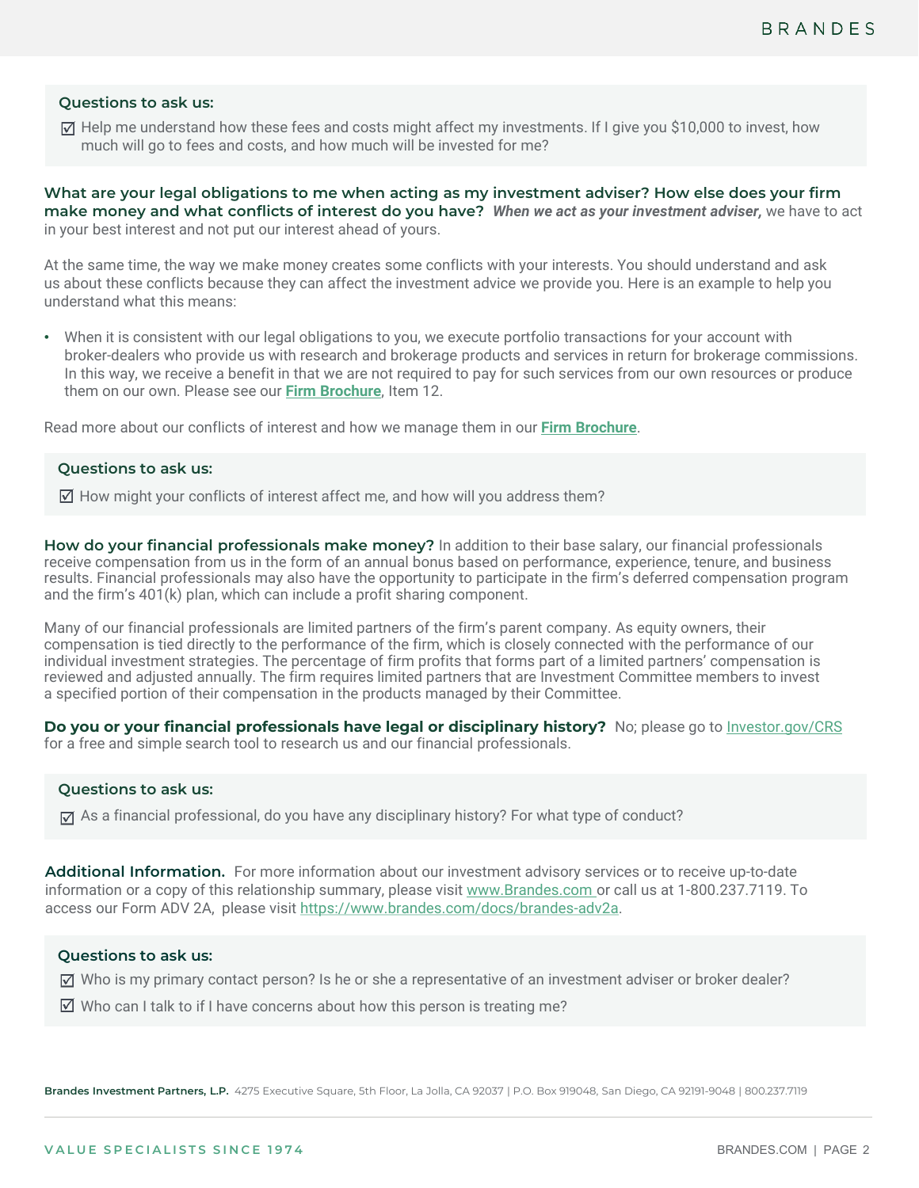**Questions to ask us:**

☑ Help me understand how these fees and costs might affect my investments. If I give you $10,000 to invest, how much will go to fees and costs, and how much will be invested for me?

**What are your legal obligations to me when acting as my investment adviser? How else does your firm make money and what conflicts of interest do you have?** ***When we act as your investment adviser,*** we have to act in your best interest and not put our interest ahead of yours.

At the same time, the way we make money creates some conflicts with your interests. You should understand and ask us about these conflicts because they can affect the investment advice we provide you. Here is an example to help you understand what this means:

- When it is consistent with our legal obligations to you, we execute portfolio transactions for your account with broker-dealers who provide us with research and brokerage products and services in return for brokerage commissions. In this way, we receive a benefit in that we are not required to pay for such services from our own resources or produce them on our own. Please see our **Firm Brochure**, Item 12.

Read more about our conflicts of interest and how we manage them in our **Firm Brochure**.

**Questions to ask us:**

☑ How might your conflicts of interest affect me, and how will you address them?

**How do your financial professionals make money?** In addition to their base salary, our financial professionals receive compensation from us in the form of an annual bonus based on performance, experience, tenure, and business results. Financial professionals may also have the opportunity to participate in the firm's deferred compensation program and the firm's 401(k) plan, which can include a profit sharing component.

Many of our financial professionals are limited partners of the firm's parent company. As equity owners, their compensation is tied directly to the performance of the firm, which is closely connected with the performance of our individual investment strategies. The percentage of firm profits that forms part of a limited partners' compensation is reviewed and adjusted annually. The firm requires limited partners that are Investment Committee members to invest a specified portion of their compensation in the products managed by their Committee.

**Do you or your financial professionals have legal or disciplinary history?** No; please go to Investor.gov/CRS for a free and simple search tool to research us and our financial professionals.

**Questions to ask us:**

☑ As a financial professional, do you have any disciplinary history? For what type of conduct?

**Additional Information.** For more information about our investment advisory services or to receive up-to-date information or a copy of this relationship summary, please visit www.Brandes.com or call us at 1-800.237.7119. To access our Form ADV 2A, please visit https://www.brandes.com/docs/brandes-adv2a.

**Questions to ask us:**

☑ Who is my primary contact person? Is he or she a representative of an investment adviser or broker dealer?

☑ Who can I talk to if I have concerns about how this person is treating me?

**Brandes Investment Partners, L.P.** 4275 Executive Square, 5th Floor, La Jolla, CA 92037 | P.O. Box 919048, San Diego, CA 92191-9048 | 800.237.7119